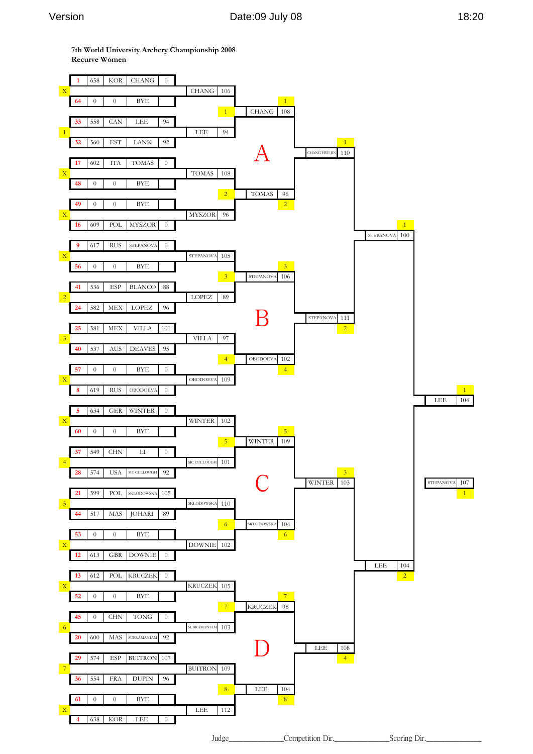**7th World University Archery Championship 2008**
**Recurve Women**

## First round (1/32)

| Target | Seed | Score | Nation | Name | Match Score |
|---|---|---|---|---|---|
| X | 1 | 658 | KOR | CHANG | 0 |
| | 64 | 0 | 0 | BYE | |
| 1 | 33 | 558 | CAN | LEE | 94 |
| | 32 | 560 | EST | LANK | 92 |
| X | 17 | 602 | ITA | TOMAS | 0 |
| | 48 | 0 | 0 | BYE | |
| X | 49 | 0 | 0 | BYE | |
| | 16 | 609 | POL | MYSZOR | 0 |
| X | 9 | 617 | RUS | STEPANOVA | 0 |
| | 56 | 0 | 0 | BYE | |
| 2 | 41 | 536 | ESP | BLANCO | 88 |
| | 24 | 582 | MEX | LOPEZ | 96 |
| 3 | 25 | 581 | MEX | VILLA | 101 |
| | 40 | 537 | AUS | DEAVES | 95 |
| X | 57 | 0 | 0 | BYE | 0 |
| | 8 | 619 | RUS | OBODOEVA | 0 |
| X | 5 | 634 | GER | WINTER | 0 |
| | 60 | 0 | 0 | BYE | |
| 4 | 37 | 549 | CHN | LI | 0 |
| | 28 | 574 | USA | MC CULLOUGH | 92 |
| 5 | 21 | 599 | POL | SKLODOWSKA | 105 |
| | 44 | 517 | MAS | JOHARI | 89 |
| X | 53 | 0 | 0 | BYE | |
| | 12 | 613 | GBR | DOWNIE | 0 |
| X | 13 | 612 | POL | KRUCZEK | 0 |
| | 52 | 0 | 0 | BYE | |
| 6 | 45 | 0 | CHN | TONG | 0 |
| | 20 | 600 | MAS | SUBRAMANIAM | 92 |
| 7 | 29 | 574 | ESP | BUITRON | 107 |
| | 36 | 554 | FRA | DUPIN | 96 |
| X | 61 | 0 | 0 | BYE | |
| | 4 | 638 | KOR | LEE | 0 |

## Second round (1/16)

| Target | Name | Score |
|---|---|---|
| 1 | CHANG | 106 |
| | LEE | 94 |
| 2 | TOMAS | 108 |
| | MYSZOR | 96 |
| 3 | STEPANOVA | 105 |
| | LOPEZ | 89 |
| 4 | VILLA | 97 |
| | OBODOEVA | 109 |
| 5 | WINTER | 102 |
| | MC CULLOUGH | 101 |
| 6 | SKLODOWSKA | 110 |
| | DOWNIE | 102 |
| 7 | KRUCZEK | 105 |
| | SUBRAMANIAM | 103 |
| 8 | BUITRON | 109 |
| | LEE | 112 |

## 1/8 Final

| Group | Target | Name | Score |
|---|---|---|---|
| A | 1 | CHANG | 108 |
| | 2 | TOMAS | 96 |
| B | 3 | STEPANOVA | 106 |
| | 4 | OBODOEVA | 102 |
| C | 5 | WINTER | 109 |
| | 6 | SKLODOWSKA | 104 |
| D | 7 | KRUCZEK | 98 |
| | 8 | LEE | 104 |

## 1/4 Final

| Target | Name | Score |
|---|---|---|
| 1 | CHANG HYE JIN | 110 |
| 2 | STEPANOVA | 111 |
| 3 | WINTER | 103 |
| 4 | LEE | 108 |

## Semi Final

| Target | Name | Score |
|---|---|---|
| 1 | STEPANOVA | 100 |
| 2 | LEE | 104 |

## Final

| Target | Name | Score |
|---|---|---|
| 1 | LEE | 104 |
| 1 | STEPANOVA | 107 |

Judge______________Competition Dir.______________Scoring Dir.______________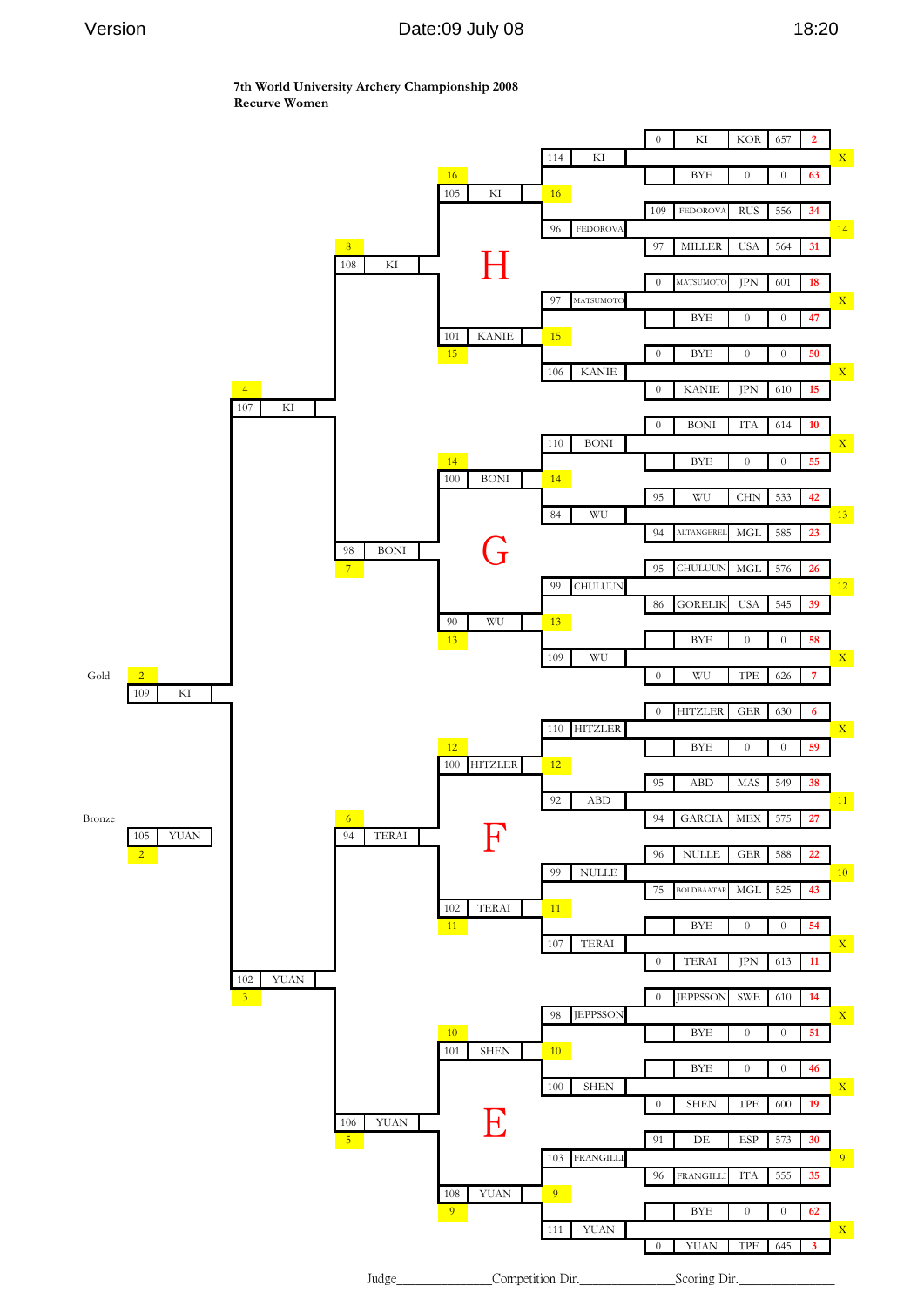**7th World University Archery Championship 2008**
**Recurve Women**

### 1/16 Eliminations

| Match | Score | Name | Country | Qual. Score | Rank |
|---|---|---|---|---|---|
| X | 0 | KI | KOR | 657 | 2 |
| | | BYE | 0 | 0 | 63 |
| 14 | 109 | FEDOROVA | RUS | 556 | 34 |
| | 97 | MILLER | USA | 564 | 31 |
| X | 0 | MATSUMOTO | JPN | 601 | 18 |
| | | BYE | 0 | 0 | 47 |
| X | 0 | BYE | 0 | 0 | 50 |
| | 0 | KANIE | JPN | 610 | 15 |
| X | 0 | BONI | ITA | 614 | 10 |
| | | BYE | 0 | 0 | 55 |
| 13 | 95 | WU | CHN | 533 | 42 |
| | 94 | ALTANGEREL | MGL | 585 | 23 |
| 12 | 95 | CHULUUN | MGL | 576 | 26 |
| | 86 | GORELIK | USA | 545 | 39 |
| X | | BYE | 0 | 0 | 58 |
| | 0 | WU | TPE | 626 | 7 |
| X | 0 | HITZLER | GER | 630 | 6 |
| | | BYE | 0 | 0 | 59 |
| 11 | 95 | ABD | MAS | 549 | 38 |
| | 94 | GARCIA | MEX | 575 | 27 |
| 10 | 96 | NULLE | GER | 588 | 22 |
| | 75 | BOLDBAATAR | MGL | 525 | 43 |
| X | | BYE | 0 | 0 | 54 |
| | 0 | TERAI | JPN | 613 | 11 |
| X | 0 | JEPPSSON | SWE | 610 | 14 |
| | | BYE | 0 | 0 | 51 |
| X | | BYE | 0 | 0 | 46 |
| | 0 | SHEN | TPE | 600 | 19 |
| 9 | 91 | DE | ESP | 573 | 30 |
| | 96 | FRANGILLI | ITA | 555 | 35 |
| X | | BYE | 0 | 0 | 62 |
| | 0 | YUAN | TPE | 645 | 3 |

### 1/8 Eliminations

| Group | Score | Name | Seat |
|---|---|---|---|
| H | 114 | KI | 16 |
| H | 96 | FEDOROVA | |
| H | 97 | MATSUMOTO | |
| H | 106 | KANIE | 15 |
| G | 110 | BONI | 14 |
| G | 84 | WU | |
| G | 99 | CHULUUN | |
| G | 109 | WU | 13 |
| F | 110 | HITZLER | 12 |
| F | 92 | ABD | |
| F | 99 | NULLE | 11 |
| F | 107 | TERAI | |
| E | 98 | JEPPSSON | |
| E | 100 | SHEN | 10 |
| E | 103 | FRANGILLI | |
| E | 111 | YUAN | 9 |

### Quarterfinals

| Group | Score | Name | Seat |
|---|---|---|---|
| H | 105 | KI | 16 |
| H | 101 | KANIE | 15 |
| G | 100 | BONI | 14 |
| G | 90 | WU | 13 |
| F | 100 | HITZLER | 12 |
| F | 102 | TERAI | 11 |
| E | 101 | SHEN | 10 |
| E | 108 | YUAN | 9 |

### Semifinals

| Score | Name | Seat |
|---|---|---|
| 108 | KI | 8 |
| 98 | BONI | 7 |
| 94 | TERAI | 6 |
| 106 | YUAN | 5 |

### Finals

| Score | Name | Seat |
|---|---|---|
| 107 | KI | 4 |
| 102 | YUAN | 3 |

**Gold**

| Seat | Score | Name |
|---|---|---|
| 2 | 109 | KI |

**Bronze**

| Seat | Score | Name |
|---|---|---|
| 2 | 105 | YUAN |

Judge______________Competition Dir.______________Scoring Dir.______________